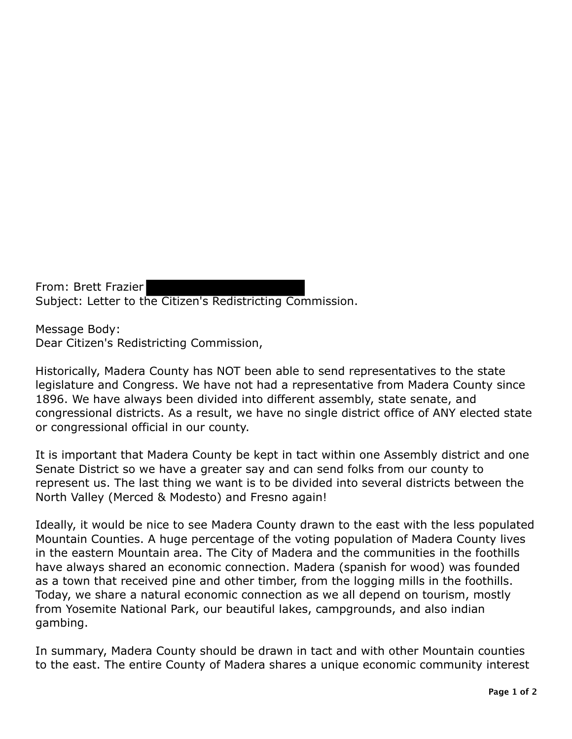From: Brett Frazier
Subject: Letter to the Citizen's Redistricting Commission.

Message Body:
Dear Citizen's Redistricting Commission,

Historically, Madera County has NOT been able to send representatives to the state legislature and Congress. We have not had a representative from Madera County since 1896. We have always been divided into different assembly, state senate, and congressional districts. As a result, we have no single district office of ANY elected state or congressional official in our county.

It is important that Madera County be kept in tact within one Assembly district and one Senate District so we have a greater say and can send folks from our county to represent us. The last thing we want is to be divided into several districts between the North Valley (Merced & Modesto) and Fresno again!

Ideally, it would be nice to see Madera County drawn to the east with the less populated Mountain Counties. A huge percentage of the voting population of Madera County lives in the eastern Mountain area. The City of Madera and the communities in the foothills have always shared an economic connection. Madera (spanish for wood) was founded as a town that received pine and other timber, from the logging mills in the foothills. Today, we share a natural economic connection as we all depend on tourism, mostly from Yosemite National Park, our beautiful lakes, campgrounds, and also indian gambing.

In summary, Madera County should be drawn in tact and with other Mountain counties to the east. The entire County of Madera shares a unique economic community interest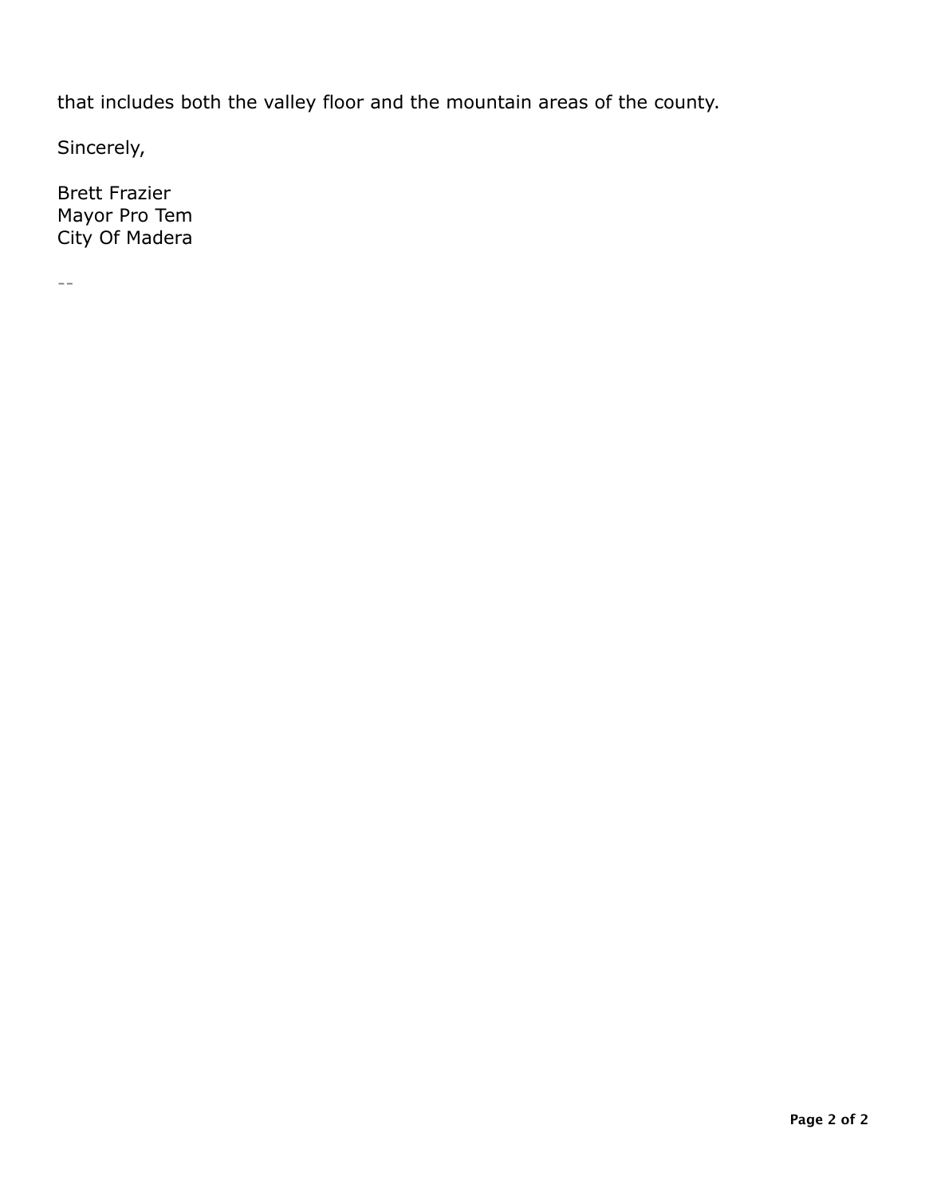that includes both the valley floor and the mountain areas of the county.

Sincerely,

Brett Frazier  
Mayor Pro Tem  
City Of Madera

--